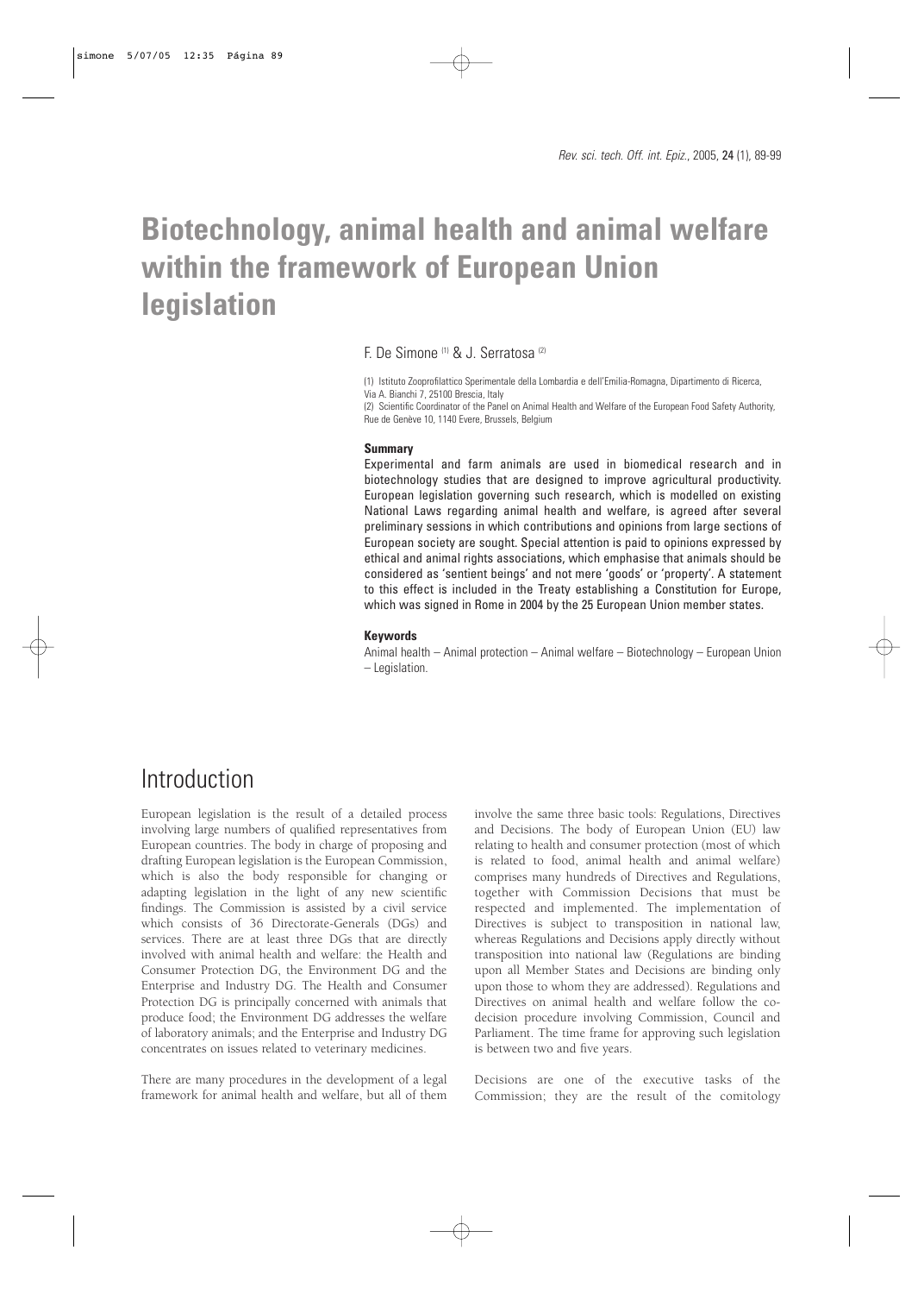# Biotechnology, animal health and animal welfare within the framework of European Union legislation

F. De Simone [1] & J. Serratosa [2]

(1) Istituto Zooprofilattico Sperimentale della Lombardia e dell'Emilia-Romagna, Dipartimento di Ricerca, Via A. Bianchi 7, 25100 Brescia, Italy

(2) Scientific Coordinator of the Panel on Animal Health and Welfare of the European Food Safety Authority, Rue de Genève 10, 1140 Evere, Brussels, Belgium

**Summary**

Experimental and farm animals are used in biomedical research and in biotechnology studies that are designed to improve agricultural productivity. European legislation governing such research, which is modelled on existing National Laws regarding animal health and welfare, is agreed after several preliminary sessions in which contributions and opinions from large sections of European society are sought. Special attention is paid to opinions expressed by ethical and animal rights associations, which emphasise that animals should be considered as 'sentient beings' and not mere 'goods' or 'property'. A statement to this effect is included in the Treaty establishing a Constitution for Europe, which was signed in Rome in 2004 by the 25 European Union member states.

**Keywords**

Animal health – Animal protection – Animal welfare – Biotechnology – European Union – Legislation.

## Introduction

European legislation is the result of a detailed process involving large numbers of qualified representatives from European countries. The body in charge of proposing and drafting European legislation is the European Commission, which is also the body responsible for changing or adapting legislation in the light of any new scientific findings. The Commission is assisted by a civil service which consists of 36 Directorate-Generals (DGs) and services. There are at least three DGs that are directly involved with animal health and welfare: the Health and Consumer Protection DG, the Environment DG and the Enterprise and Industry DG. The Health and Consumer Protection DG is principally concerned with animals that produce food; the Environment DG addresses the welfare of laboratory animals; and the Enterprise and Industry DG concentrates on issues related to veterinary medicines.

There are many procedures in the development of a legal framework for animal health and welfare, but all of them involve the same three basic tools: Regulations, Directives and Decisions. The body of European Union (EU) law relating to health and consumer protection (most of which is related to food, animal health and animal welfare) comprises many hundreds of Directives and Regulations, together with Commission Decisions that must be respected and implemented. The implementation of Directives is subject to transposition in national law, whereas Regulations and Decisions apply directly without transposition into national law (Regulations are binding upon all Member States and Decisions are binding only upon those to whom they are addressed). Regulations and Directives on animal health and welfare follow the co-decision procedure involving Commission, Council and Parliament. The time frame for approving such legislation is between two and five years.

Decisions are one of the executive tasks of the Commission; they are the result of the comitology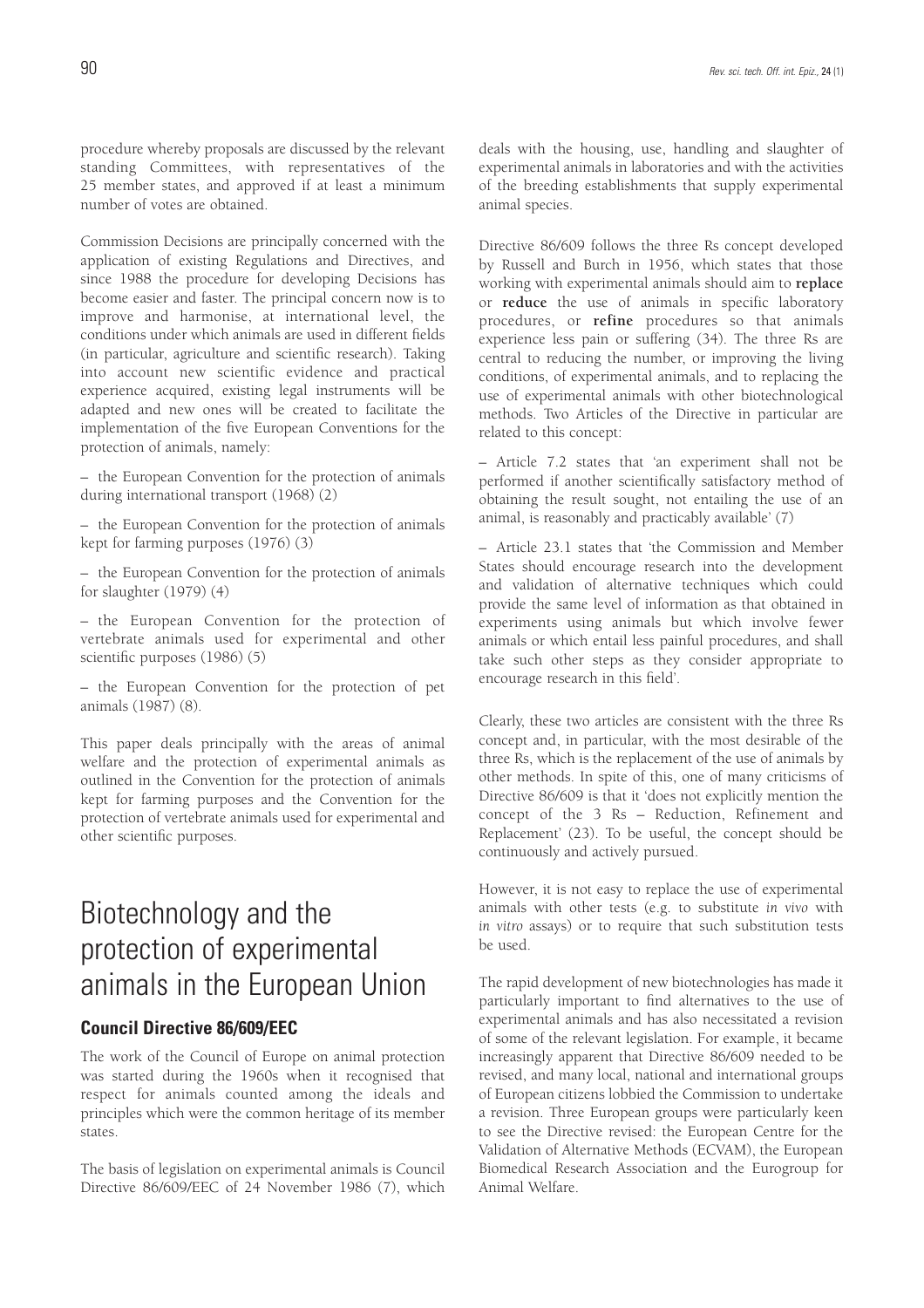procedure whereby proposals are discussed by the relevant standing Committees, with representatives of the 25 member states, and approved if at least a minimum number of votes are obtained.

Commission Decisions are principally concerned with the application of existing Regulations and Directives, and since 1988 the procedure for developing Decisions has become easier and faster. The principal concern now is to improve and harmonise, at international level, the conditions under which animals are used in different fields (in particular, agriculture and scientific research). Taking into account new scientific evidence and practical experience acquired, existing legal instruments will be adapted and new ones will be created to facilitate the implementation of the five European Conventions for the protection of animals, namely:

– the European Convention for the protection of animals during international transport (1968) (2)

– the European Convention for the protection of animals kept for farming purposes (1976) (3)

– the European Convention for the protection of animals for slaughter (1979) (4)

– the European Convention for the protection of vertebrate animals used for experimental and other scientific purposes (1986) (5)

– the European Convention for the protection of pet animals (1987) (8).

This paper deals principally with the areas of animal welfare and the protection of experimental animals as outlined in the Convention for the protection of animals kept for farming purposes and the Convention for the protection of vertebrate animals used for experimental and other scientific purposes.

# Biotechnology and the protection of experimental animals in the European Union

## Council Directive 86/609/EEC

The work of the Council of Europe on animal protection was started during the 1960s when it recognised that respect for animals counted among the ideals and principles which were the common heritage of its member states.

The basis of legislation on experimental animals is Council Directive 86/609/EEC of 24 November 1986 (7), which deals with the housing, use, handling and slaughter of experimental animals in laboratories and with the activities of the breeding establishments that supply experimental animal species.

Directive 86/609 follows the three Rs concept developed by Russell and Burch in 1956, which states that those working with experimental animals should aim to **replace** or **reduce** the use of animals in specific laboratory procedures, or **refine** procedures so that animals experience less pain or suffering (34). The three Rs are central to reducing the number, or improving the living conditions, of experimental animals, and to replacing the use of experimental animals with other biotechnological methods. Two Articles of the Directive in particular are related to this concept:

– Article 7.2 states that 'an experiment shall not be performed if another scientifically satisfactory method of obtaining the result sought, not entailing the use of an animal, is reasonably and practicably available' (7)

– Article 23.1 states that 'the Commission and Member States should encourage research into the development and validation of alternative techniques which could provide the same level of information as that obtained in experiments using animals but which involve fewer animals or which entail less painful procedures, and shall take such other steps as they consider appropriate to encourage research in this field'.

Clearly, these two articles are consistent with the three Rs concept and, in particular, with the most desirable of the three Rs, which is the replacement of the use of animals by other methods. In spite of this, one of many criticisms of Directive 86/609 is that it 'does not explicitly mention the concept of the 3 Rs – Reduction, Refinement and Replacement' (23). To be useful, the concept should be continuously and actively pursued.

However, it is not easy to replace the use of experimental animals with other tests (e.g. to substitute *in vivo* with *in vitro* assays) or to require that such substitution tests be used.

The rapid development of new biotechnologies has made it particularly important to find alternatives to the use of experimental animals and has also necessitated a revision of some of the relevant legislation. For example, it became increasingly apparent that Directive 86/609 needed to be revised, and many local, national and international groups of European citizens lobbied the Commission to undertake a revision. Three European groups were particularly keen to see the Directive revised: the European Centre for the Validation of Alternative Methods (ECVAM), the European Biomedical Research Association and the Eurogroup for Animal Welfare.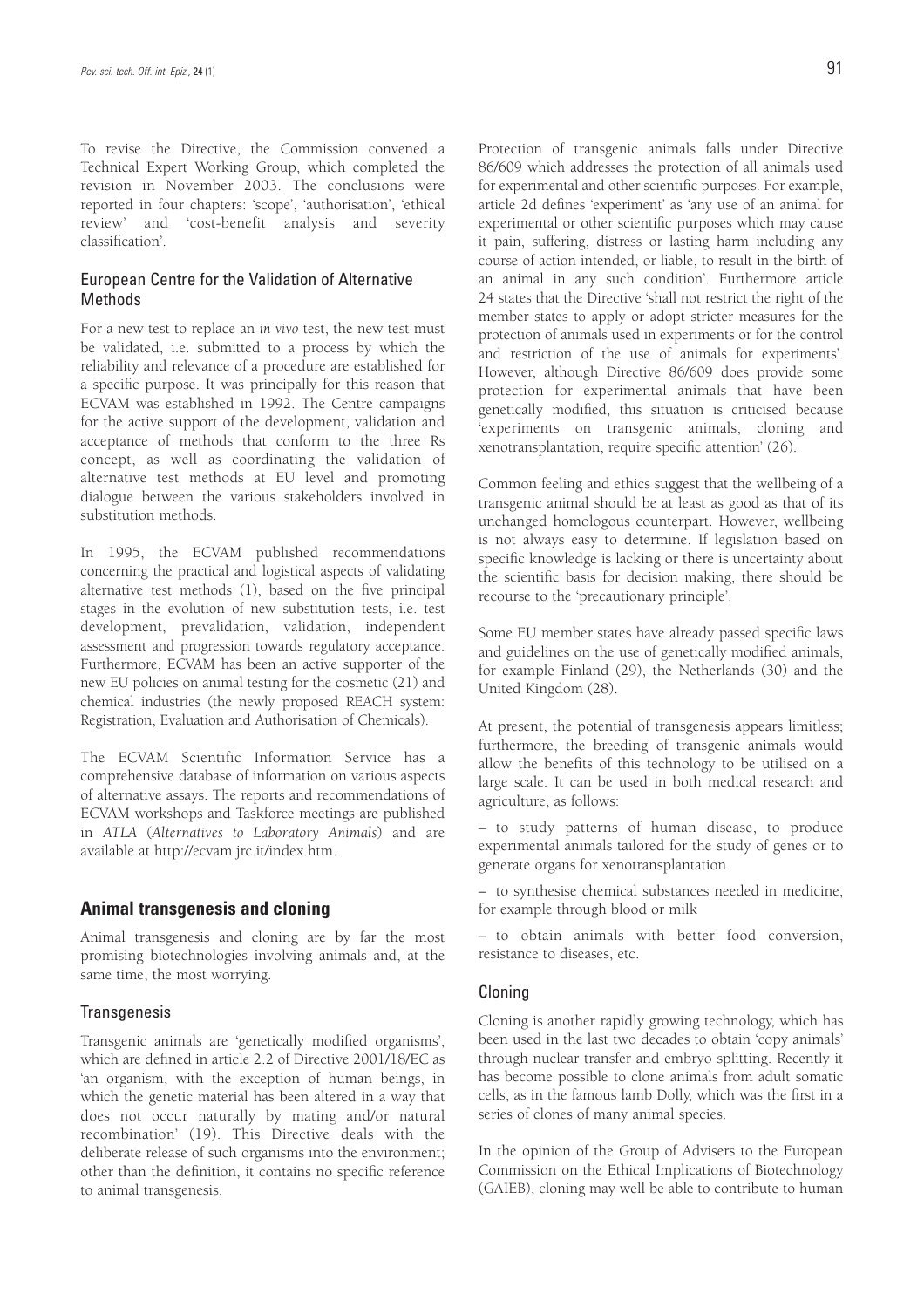To revise the Directive, the Commission convened a Technical Expert Working Group, which completed the revision in November 2003. The conclusions were reported in four chapters: 'scope', 'authorisation', 'ethical review' and 'cost-benefit analysis and severity classification'.

### European Centre for the Validation of Alternative Methods

For a new test to replace an *in vivo* test, the new test must be validated, i.e. submitted to a process by which the reliability and relevance of a procedure are established for a specific purpose. It was principally for this reason that ECVAM was established in 1992. The Centre campaigns for the active support of the development, validation and acceptance of methods that conform to the three Rs concept, as well as coordinating the validation of alternative test methods at EU level and promoting dialogue between the various stakeholders involved in substitution methods.

In 1995, the ECVAM published recommendations concerning the practical and logistical aspects of validating alternative test methods (1), based on the five principal stages in the evolution of new substitution tests, i.e. test development, prevalidation, validation, independent assessment and progression towards regulatory acceptance. Furthermore, ECVAM has been an active supporter of the new EU policies on animal testing for the cosmetic (21) and chemical industries (the newly proposed REACH system: Registration, Evaluation and Authorisation of Chemicals).

The ECVAM Scientific Information Service has a comprehensive database of information on various aspects of alternative assays. The reports and recommendations of ECVAM workshops and Taskforce meetings are published in *ATLA* (*Alternatives to Laboratory Animals*) and are available at http://ecvam.jrc.it/index.htm.

## Animal transgenesis and cloning

Animal transgenesis and cloning are by far the most promising biotechnologies involving animals and, at the same time, the most worrying.

### Transgenesis

Transgenic animals are 'genetically modified organisms', which are defined in article 2.2 of Directive 2001/18/EC as 'an organism, with the exception of human beings, in which the genetic material has been altered in a way that does not occur naturally by mating and/or natural recombination' (19). This Directive deals with the deliberate release of such organisms into the environment; other than the definition, it contains no specific reference to animal transgenesis.

Protection of transgenic animals falls under Directive 86/609 which addresses the protection of all animals used for experimental and other scientific purposes. For example, article 2d defines 'experiment' as 'any use of an animal for experimental or other scientific purposes which may cause it pain, suffering, distress or lasting harm including any course of action intended, or liable, to result in the birth of an animal in any such condition'. Furthermore article 24 states that the Directive 'shall not restrict the right of the member states to apply or adopt stricter measures for the protection of animals used in experiments or for the control and restriction of the use of animals for experiments'. However, although Directive 86/609 does provide some protection for experimental animals that have been genetically modified, this situation is criticised because 'experiments on transgenic animals, cloning and xenotransplantation, require specific attention' (26).

Common feeling and ethics suggest that the wellbeing of a transgenic animal should be at least as good as that of its unchanged homologous counterpart. However, wellbeing is not always easy to determine. If legislation based on specific knowledge is lacking or there is uncertainty about the scientific basis for decision making, there should be recourse to the 'precautionary principle'.

Some EU member states have already passed specific laws and guidelines on the use of genetically modified animals, for example Finland (29), the Netherlands (30) and the United Kingdom (28).

At present, the potential of transgenesis appears limitless; furthermore, the breeding of transgenic animals would allow the benefits of this technology to be utilised on a large scale. It can be used in both medical research and agriculture, as follows:

– to study patterns of human disease, to produce experimental animals tailored for the study of genes or to generate organs for xenotransplantation

– to synthesise chemical substances needed in medicine, for example through blood or milk

– to obtain animals with better food conversion, resistance to diseases, etc.

### Cloning

Cloning is another rapidly growing technology, which has been used in the last two decades to obtain 'copy animals' through nuclear transfer and embryo splitting. Recently it has become possible to clone animals from adult somatic cells, as in the famous lamb Dolly, which was the first in a series of clones of many animal species.

In the opinion of the Group of Advisers to the European Commission on the Ethical Implications of Biotechnology (GAIEB), cloning may well be able to contribute to human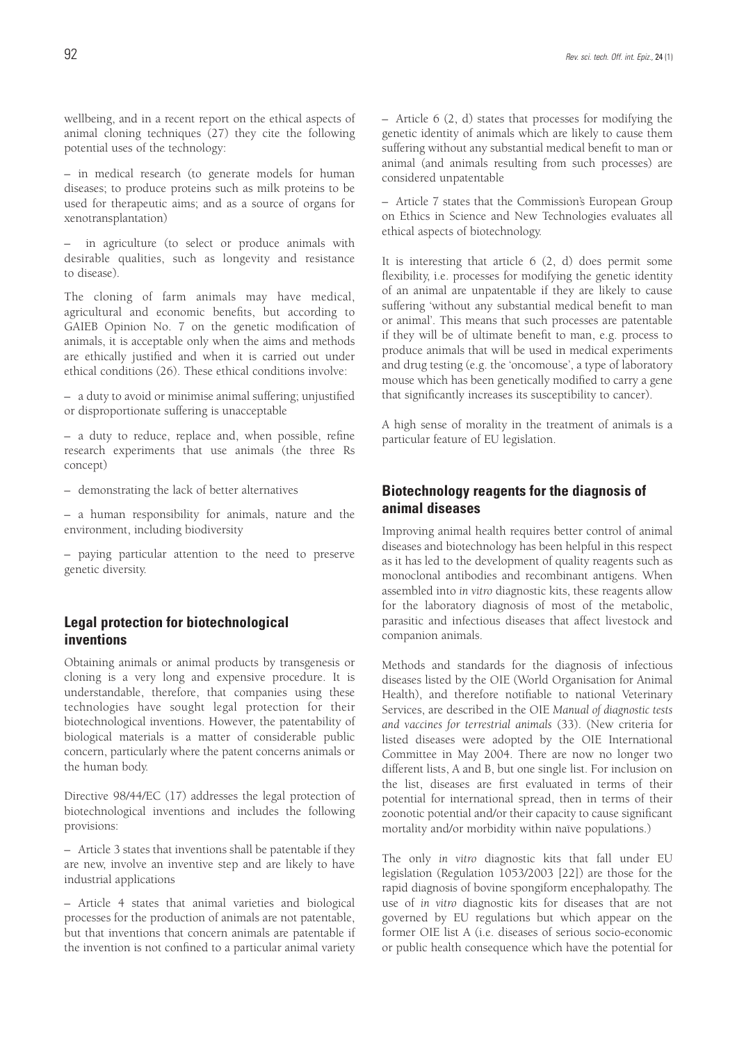wellbeing, and in a recent report on the ethical aspects of animal cloning techniques (27) they cite the following potential uses of the technology:

– in medical research (to generate models for human diseases; to produce proteins such as milk proteins to be used for therapeutic aims; and as a source of organs for xenotransplantation)

– in agriculture (to select or produce animals with desirable qualities, such as longevity and resistance to disease).

The cloning of farm animals may have medical, agricultural and economic benefits, but according to GAIEB Opinion No. 7 on the genetic modification of animals, it is acceptable only when the aims and methods are ethically justified and when it is carried out under ethical conditions (26). These ethical conditions involve:

– a duty to avoid or minimise animal suffering; unjustified or disproportionate suffering is unacceptable

– a duty to reduce, replace and, when possible, refine research experiments that use animals (the three Rs concept)

– demonstrating the lack of better alternatives

– a human responsibility for animals, nature and the environment, including biodiversity

– paying particular attention to the need to preserve genetic diversity.

## Legal protection for biotechnological inventions

Obtaining animals or animal products by transgenesis or cloning is a very long and expensive procedure. It is understandable, therefore, that companies using these technologies have sought legal protection for their biotechnological inventions. However, the patentability of biological materials is a matter of considerable public concern, particularly where the patent concerns animals or the human body.

Directive 98/44/EC (17) addresses the legal protection of biotechnological inventions and includes the following provisions:

– Article 3 states that inventions shall be patentable if they are new, involve an inventive step and are likely to have industrial applications

– Article 4 states that animal varieties and biological processes for the production of animals are not patentable, but that inventions that concern animals are patentable if the invention is not confined to a particular animal variety

– Article 6 (2, d) states that processes for modifying the genetic identity of animals which are likely to cause them suffering without any substantial medical benefit to man or animal (and animals resulting from such processes) are considered unpatentable

– Article 7 states that the Commission's European Group on Ethics in Science and New Technologies evaluates all ethical aspects of biotechnology.

It is interesting that article 6 (2, d) does permit some flexibility, i.e. processes for modifying the genetic identity of an animal are unpatentable if they are likely to cause suffering 'without any substantial medical benefit to man or animal'. This means that such processes are patentable if they will be of ultimate benefit to man, e.g. process to produce animals that will be used in medical experiments and drug testing (e.g. the 'oncomouse', a type of laboratory mouse which has been genetically modified to carry a gene that significantly increases its susceptibility to cancer).

A high sense of morality in the treatment of animals is a particular feature of EU legislation.

## Biotechnology reagents for the diagnosis of animal diseases

Improving animal health requires better control of animal diseases and biotechnology has been helpful in this respect as it has led to the development of quality reagents such as monoclonal antibodies and recombinant antigens. When assembled into *in vitro* diagnostic kits, these reagents allow for the laboratory diagnosis of most of the metabolic, parasitic and infectious diseases that affect livestock and companion animals.

Methods and standards for the diagnosis of infectious diseases listed by the OIE (World Organisation for Animal Health), and therefore notifiable to national Veterinary Services, are described in the OIE *Manual of diagnostic tests and vaccines for terrestrial animals* (33). (New criteria for listed diseases were adopted by the OIE International Committee in May 2004. There are now no longer two different lists, A and B, but one single list. For inclusion on the list, diseases are first evaluated in terms of their potential for international spread, then in terms of their zoonotic potential and/or their capacity to cause significant mortality and/or morbidity within naïve populations.)

The only *in vitro* diagnostic kits that fall under EU legislation (Regulation 1053/2003 [22]) are those for the rapid diagnosis of bovine spongiform encephalopathy. The use of *in vitro* diagnostic kits for diseases that are not governed by EU regulations but which appear on the former OIE list A (i.e. diseases of serious socio-economic or public health consequence which have the potential for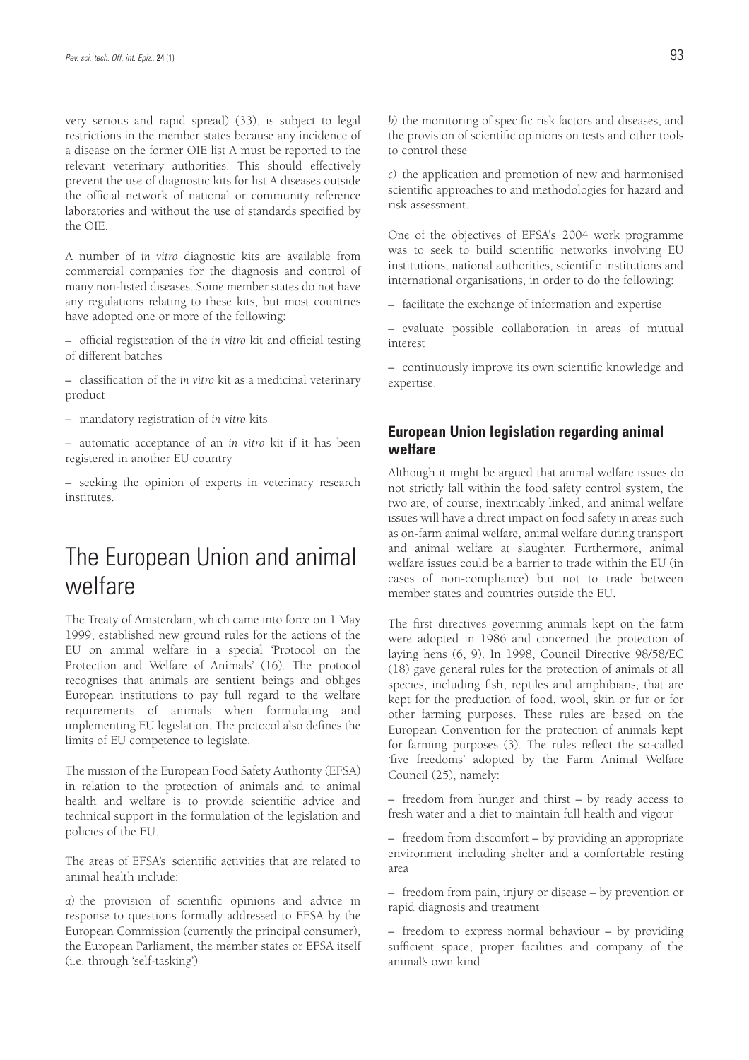very serious and rapid spread) (33), is subject to legal restrictions in the member states because any incidence of a disease on the former OIE list A must be reported to the relevant veterinary authorities. This should effectively prevent the use of diagnostic kits for list A diseases outside the official network of national or community reference laboratories and without the use of standards specified by the OIE.

A number of *in vitro* diagnostic kits are available from commercial companies for the diagnosis and control of many non-listed diseases. Some member states do not have any regulations relating to these kits, but most countries have adopted one or more of the following:

– official registration of the *in vitro* kit and official testing of different batches

– classification of the *in vitro* kit as a medicinal veterinary product

– mandatory registration of *in vitro* kits

– automatic acceptance of an *in vitro* kit if it has been registered in another EU country

– seeking the opinion of experts in veterinary research institutes.

# The European Union and animal welfare

The Treaty of Amsterdam, which came into force on 1 May 1999, established new ground rules for the actions of the EU on animal welfare in a special 'Protocol on the Protection and Welfare of Animals' (16). The protocol recognises that animals are sentient beings and obliges European institutions to pay full regard to the welfare requirements of animals when formulating and implementing EU legislation. The protocol also defines the limits of EU competence to legislate.

The mission of the European Food Safety Authority (EFSA) in relation to the protection of animals and to animal health and welfare is to provide scientific advice and technical support in the formulation of the legislation and policies of the EU.

The areas of EFSA's scientific activities that are related to animal health include:

*a)* the provision of scientific opinions and advice in response to questions formally addressed to EFSA by the European Commission (currently the principal consumer), the European Parliament, the member states or EFSA itself (i.e. through 'self-tasking')

*b)* the monitoring of specific risk factors and diseases, and the provision of scientific opinions on tests and other tools to control these

*c)* the application and promotion of new and harmonised scientific approaches to and methodologies for hazard and risk assessment.

One of the objectives of EFSA's 2004 work programme was to seek to build scientific networks involving EU institutions, national authorities, scientific institutions and international organisations, in order to do the following:

– facilitate the exchange of information and expertise

– evaluate possible collaboration in areas of mutual interest

– continuously improve its own scientific knowledge and expertise.

## European Union legislation regarding animal welfare

Although it might be argued that animal welfare issues do not strictly fall within the food safety control system, the two are, of course, inextricably linked, and animal welfare issues will have a direct impact on food safety in areas such as on-farm animal welfare, animal welfare during transport and animal welfare at slaughter. Furthermore, animal welfare issues could be a barrier to trade within the EU (in cases of non-compliance) but not to trade between member states and countries outside the EU.

The first directives governing animals kept on the farm were adopted in 1986 and concerned the protection of laying hens (6, 9). In 1998, Council Directive 98/58/EC (18) gave general rules for the protection of animals of all species, including fish, reptiles and amphibians, that are kept for the production of food, wool, skin or fur or for other farming purposes. These rules are based on the European Convention for the protection of animals kept for farming purposes (3). The rules reflect the so-called 'five freedoms' adopted by the Farm Animal Welfare Council (25), namely:

– freedom from hunger and thirst – by ready access to fresh water and a diet to maintain full health and vigour

– freedom from discomfort – by providing an appropriate environment including shelter and a comfortable resting area

– freedom from pain, injury or disease – by prevention or rapid diagnosis and treatment

– freedom to express normal behaviour – by providing sufficient space, proper facilities and company of the animal's own kind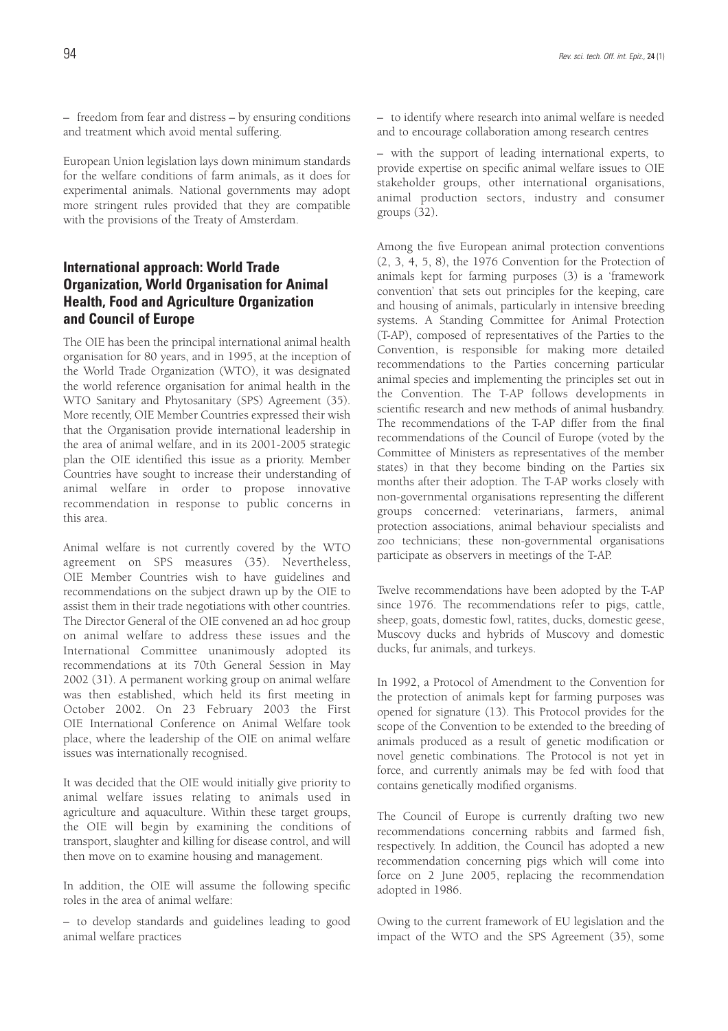– freedom from fear and distress – by ensuring conditions and treatment which avoid mental suffering.

European Union legislation lays down minimum standards for the welfare conditions of farm animals, as it does for experimental animals. National governments may adopt more stringent rules provided that they are compatible with the provisions of the Treaty of Amsterdam.

## International approach: World Trade Organization, World Organisation for Animal Health, Food and Agriculture Organization and Council of Europe

The OIE has been the principal international animal health organisation for 80 years, and in 1995, at the inception of the World Trade Organization (WTO), it was designated the world reference organisation for animal health in the WTO Sanitary and Phytosanitary (SPS) Agreement (35). More recently, OIE Member Countries expressed their wish that the Organisation provide international leadership in the area of animal welfare, and in its 2001-2005 strategic plan the OIE identified this issue as a priority. Member Countries have sought to increase their understanding of animal welfare in order to propose innovative recommendation in response to public concerns in this area.

Animal welfare is not currently covered by the WTO agreement on SPS measures (35). Nevertheless, OIE Member Countries wish to have guidelines and recommendations on the subject drawn up by the OIE to assist them in their trade negotiations with other countries. The Director General of the OIE convened an ad hoc group on animal welfare to address these issues and the International Committee unanimously adopted its recommendations at its 70th General Session in May 2002 (31). A permanent working group on animal welfare was then established, which held its first meeting in October 2002. On 23 February 2003 the First OIE International Conference on Animal Welfare took place, where the leadership of the OIE on animal welfare issues was internationally recognised.

It was decided that the OIE would initially give priority to animal welfare issues relating to animals used in agriculture and aquaculture. Within these target groups, the OIE will begin by examining the conditions of transport, slaughter and killing for disease control, and will then move on to examine housing and management.

In addition, the OIE will assume the following specific roles in the area of animal welfare:

– to develop standards and guidelines leading to good animal welfare practices

– to identify where research into animal welfare is needed and to encourage collaboration among research centres

– with the support of leading international experts, to provide expertise on specific animal welfare issues to OIE stakeholder groups, other international organisations, animal production sectors, industry and consumer groups (32).

Among the five European animal protection conventions (2, 3, 4, 5, 8), the 1976 Convention for the Protection of animals kept for farming purposes (3) is a 'framework convention' that sets out principles for the keeping, care and housing of animals, particularly in intensive breeding systems. A Standing Committee for Animal Protection (T-AP), composed of representatives of the Parties to the Convention, is responsible for making more detailed recommendations to the Parties concerning particular animal species and implementing the principles set out in the Convention. The T-AP follows developments in scientific research and new methods of animal husbandry. The recommendations of the T-AP differ from the final recommendations of the Council of Europe (voted by the Committee of Ministers as representatives of the member states) in that they become binding on the Parties six months after their adoption. The T-AP works closely with non-governmental organisations representing the different groups concerned: veterinarians, farmers, animal protection associations, animal behaviour specialists and zoo technicians; these non-governmental organisations participate as observers in meetings of the T-AP.

Twelve recommendations have been adopted by the T-AP since 1976. The recommendations refer to pigs, cattle, sheep, goats, domestic fowl, ratites, ducks, domestic geese, Muscovy ducks and hybrids of Muscovy and domestic ducks, fur animals, and turkeys.

In 1992, a Protocol of Amendment to the Convention for the protection of animals kept for farming purposes was opened for signature (13). This Protocol provides for the scope of the Convention to be extended to the breeding of animals produced as a result of genetic modification or novel genetic combinations. The Protocol is not yet in force, and currently animals may be fed with food that contains genetically modified organisms.

The Council of Europe is currently drafting two new recommendations concerning rabbits and farmed fish, respectively. In addition, the Council has adopted a new recommendation concerning pigs which will come into force on 2 June 2005, replacing the recommendation adopted in 1986.

Owing to the current framework of EU legislation and the impact of the WTO and the SPS Agreement (35), some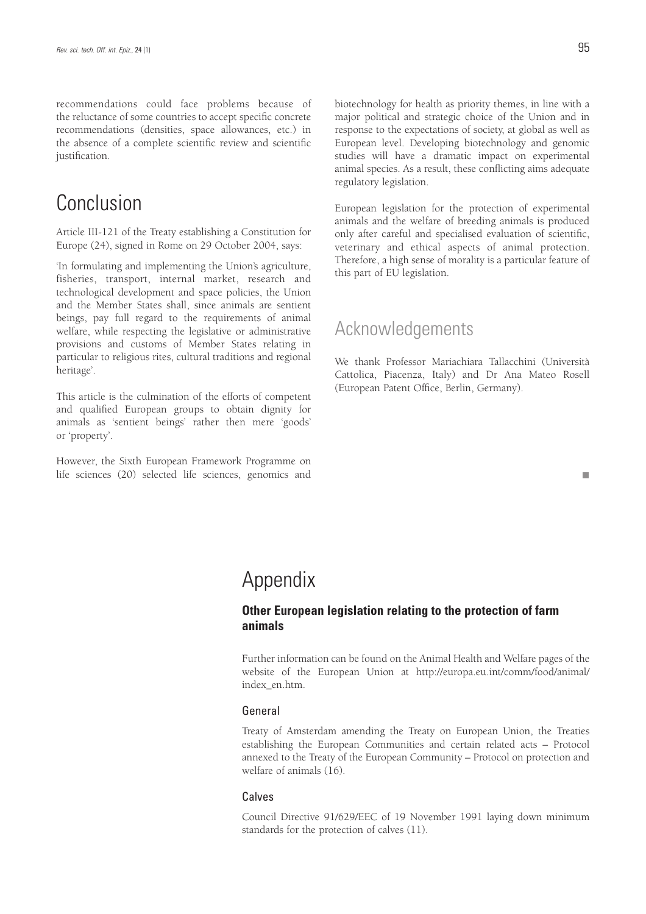recommendations could face problems because of the reluctance of some countries to accept specific concrete recommendations (densities, space allowances, etc.) in the absence of a complete scientific review and scientific justification.

# Conclusion

Article III-121 of the Treaty establishing a Constitution for Europe (24), signed in Rome on 29 October 2004, says:

'In formulating and implementing the Union's agriculture, fisheries, transport, internal market, research and technological development and space policies, the Union and the Member States shall, since animals are sentient beings, pay full regard to the requirements of animal welfare, while respecting the legislative or administrative provisions and customs of Member States relating in particular to religious rites, cultural traditions and regional heritage'.

This article is the culmination of the efforts of competent and qualified European groups to obtain dignity for animals as 'sentient beings' rather then mere 'goods' or 'property'.

However, the Sixth European Framework Programme on life sciences (20) selected life sciences, genomics and biotechnology for health as priority themes, in line with a major political and strategic choice of the Union and in response to the expectations of society, at global as well as European level. Developing biotechnology and genomic studies will have a dramatic impact on experimental animal species. As a result, these conflicting aims adequate regulatory legislation.

European legislation for the protection of experimental animals and the welfare of breeding animals is produced only after careful and specialised evaluation of scientific, veterinary and ethical aspects of animal protection. Therefore, a high sense of morality is a particular feature of this part of EU legislation.

## Acknowledgements

We thank Professor Mariachiara Tallacchini (Università Cattolica, Piacenza, Italy) and Dr Ana Mateo Rosell (European Patent Office, Berlin, Germany).

# Appendix

### Other European legislation relating to the protection of farm animals

Further information can be found on the Animal Health and Welfare pages of the website of the European Union at http://europa.eu.int/comm/food/animal/index_en.htm.

#### General

Treaty of Amsterdam amending the Treaty on European Union, the Treaties establishing the European Communities and certain related acts – Protocol annexed to the Treaty of the European Community – Protocol on protection and welfare of animals (16).

#### Calves

Council Directive 91/629/EEC of 19 November 1991 laying down minimum standards for the protection of calves (11).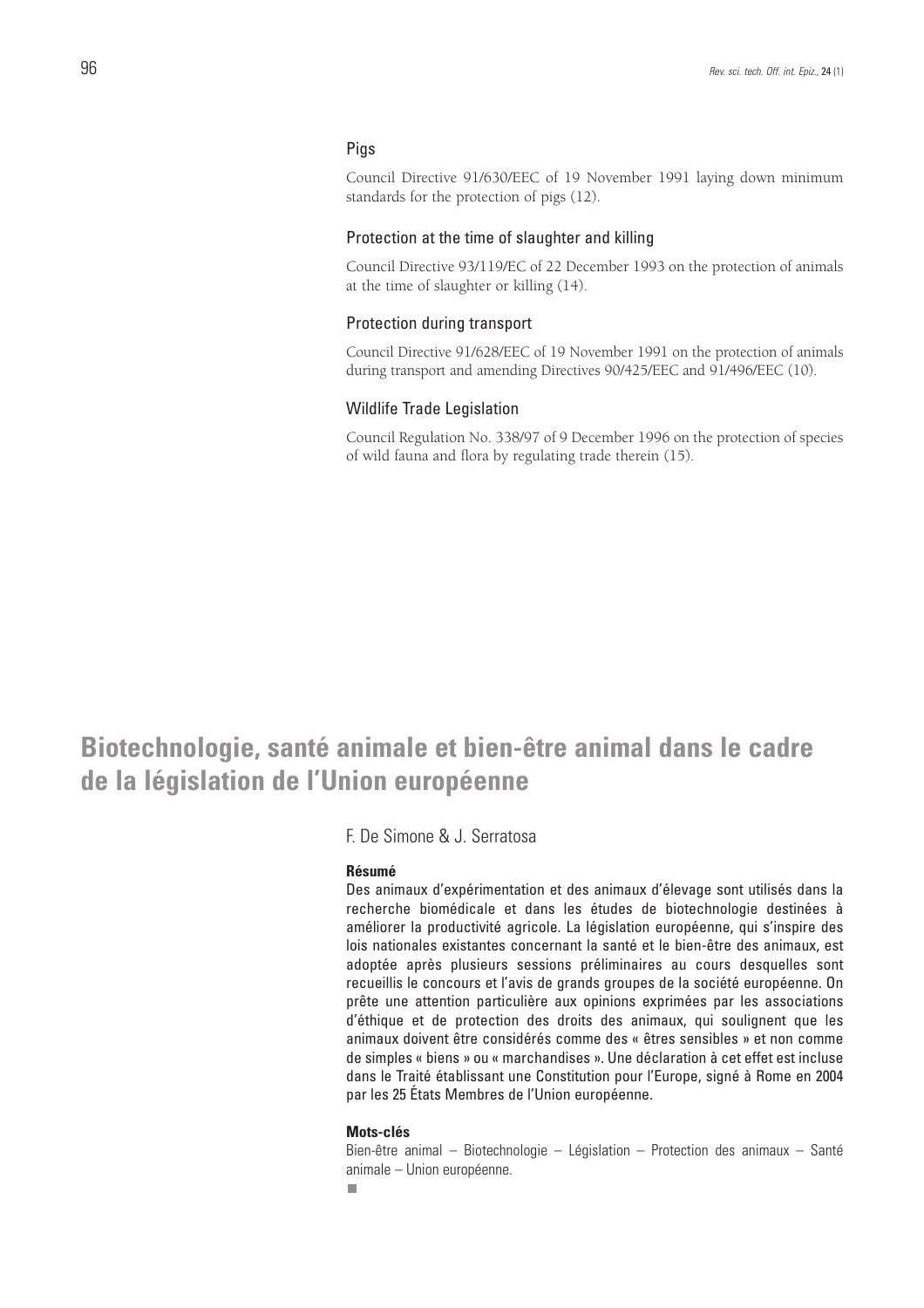#### Pigs

Council Directive 91/630/EEC of 19 November 1991 laying down minimum standards for the protection of pigs (12).

#### Protection at the time of slaughter and killing

Council Directive 93/119/EC of 22 December 1993 on the protection of animals at the time of slaughter or killing (14).

#### Protection during transport

Council Directive 91/628/EEC of 19 November 1991 on the protection of animals during transport and amending Directives 90/425/EEC and 91/496/EEC (10).

#### Wildlife Trade Legislation

Council Regulation No. 338/97 of 9 December 1996 on the protection of species of wild fauna and flora by regulating trade therein (15).

# Biotechnologie, santé animale et bien-être animal dans le cadre de la législation de l'Union européenne

F. De Simone & J. Serratosa

**Résumé**

Des animaux d'expérimentation et des animaux d'élevage sont utilisés dans la recherche biomédicale et dans les études de biotechnologie destinées à améliorer la productivité agricole. La législation européenne, qui s'inspire des lois nationales existantes concernant la santé et le bien-être des animaux, est adoptée après plusieurs sessions préliminaires au cours desquelles sont recueillis le concours et l'avis de grands groupes de la société européenne. On prête une attention particulière aux opinions exprimées par les associations d'éthique et de protection des droits des animaux, qui soulignent que les animaux doivent être considérés comme des « êtres sensibles » et non comme de simples « biens » ou « marchandises ». Une déclaration à cet effet est incluse dans le Traité établissant une Constitution pour l'Europe, signé à Rome en 2004 par les 25 États Membres de l'Union européenne.

**Mots-clés**

Bien-être animal – Biotechnologie – Législation – Protection des animaux – Santé animale – Union européenne.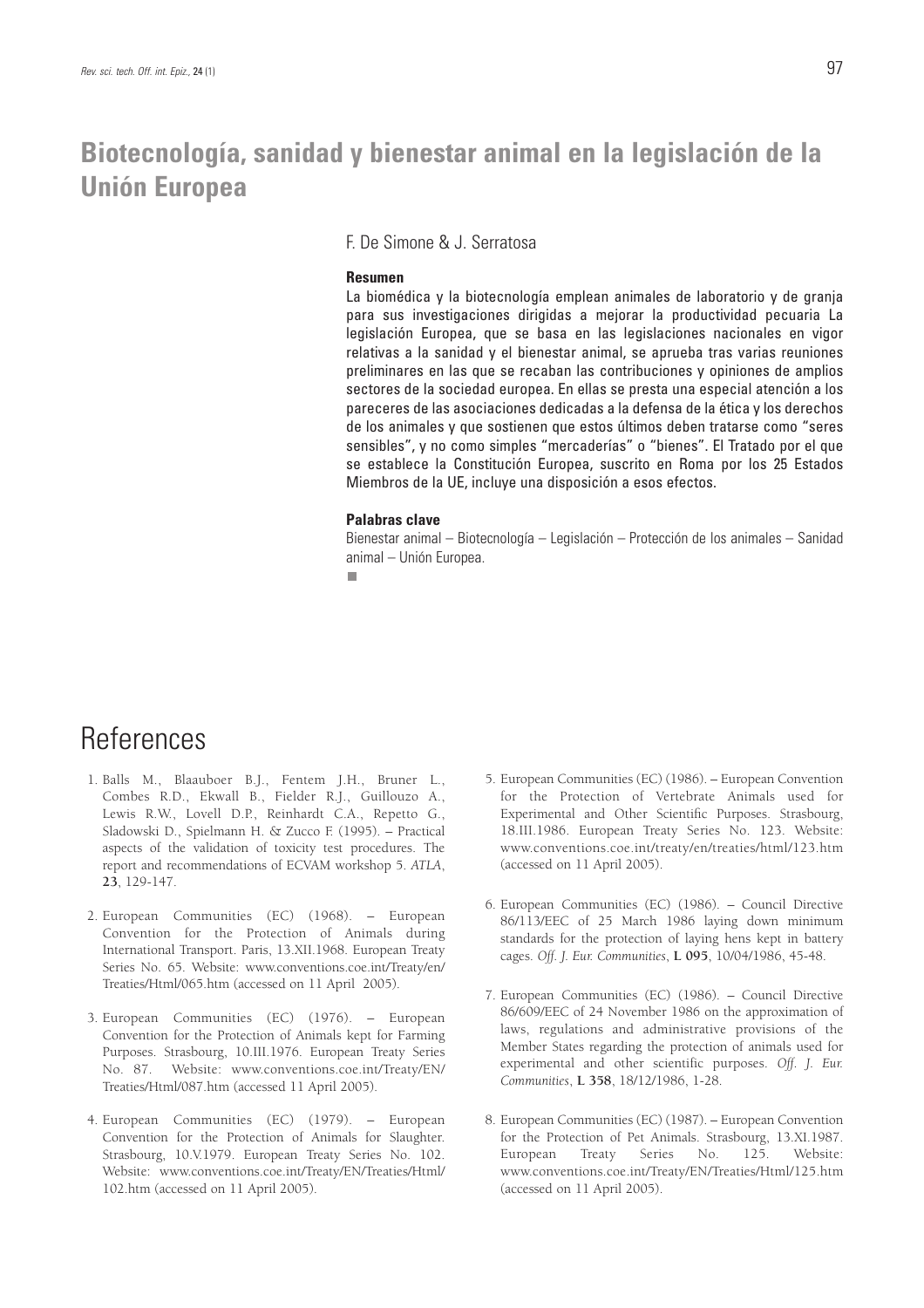# Biotecnología, sanidad y bienestar animal en la legislación de la Unión Europea

F. De Simone & J. Serratosa

### Resumen

La biomédica y la biotecnología emplean animales de laboratorio y de granja para sus investigaciones dirigidas a mejorar la productividad pecuaria La legislación Europea, que se basa en las legislaciones nacionales en vigor relativas a la sanidad y el bienestar animal, se aprueba tras varias reuniones preliminares en las que se recaban las contribuciones y opiniones de amplios sectores de la sociedad europea. En ellas se presta una especial atención a los pareceres de las asociaciones dedicadas a la defensa de la ética y los derechos de los animales y que sostienen que estos últimos deben tratarse como "seres sensibles", y no como simples "mercaderías" o "bienes". El Tratado por el que se establece la Constitución Europea, suscrito en Roma por los 25 Estados Miembros de la UE, incluye una disposición a esos efectos.

### Palabras clave

Bienestar animal – Biotecnología – Legislación – Protección de los animales – Sanidad animal – Unión Europea.

## References

1. Balls M., Blaauboer B.J., Fentem J.H., Bruner L., Combes R.D., Ekwall B., Fielder R.J., Guillouzo A., Lewis R.W., Lovell D.P., Reinhardt C.A., Repetto G., Sladowski D., Spielmann H. & Zucco F. (1995). – Practical aspects of the validation of toxicity test procedures. The report and recommendations of ECVAM workshop 5. *ATLA*, **23**, 129-147.

2. European Communities (EC) (1968). – European Convention for the Protection of Animals during International Transport. Paris, 13.XII.1968. European Treaty Series No. 65. Website: www.conventions.coe.int/Treaty/en/Treaties/Html/065.htm (accessed on 11 April 2005).

3. European Communities (EC) (1976). – European Convention for the Protection of Animals kept for Farming Purposes. Strasbourg, 10.III.1976. European Treaty Series No. 87. Website: www.conventions.coe.int/Treaty/EN/Treaties/Html/087.htm (accessed 11 April 2005).

4. European Communities (EC) (1979). – European Convention for the Protection of Animals for Slaughter. Strasbourg, 10.V.1979. European Treaty Series No. 102. Website: www.conventions.coe.int/Treaty/EN/Treaties/Html/102.htm (accessed on 11 April 2005).

5. European Communities (EC) (1986). – European Convention for the Protection of Vertebrate Animals used for Experimental and Other Scientific Purposes. Strasbourg, 18.III.1986. European Treaty Series No. 123. Website: www.conventions.coe.int/treaty/en/treaties/html/123.htm (accessed on 11 April 2005).

6. European Communities (EC) (1986). – Council Directive 86/113/EEC of 25 March 1986 laying down minimum standards for the protection of laying hens kept in battery cages. *Off. J. Eur. Communities*, **L 095**, 10/04/1986, 45-48.

7. European Communities (EC) (1986). – Council Directive 86/609/EEC of 24 November 1986 on the approximation of laws, regulations and administrative provisions of the Member States regarding the protection of animals used for experimental and other scientific purposes. *Off. J. Eur. Communities*, **L 358**, 18/12/1986, 1-28.

8. European Communities (EC) (1987). – European Convention for the Protection of Pet Animals. Strasbourg, 13.XI.1987. European Treaty Series No. 125. Website: www.conventions.coe.int/Treaty/EN/Treaties/Html/125.htm (accessed on 11 April 2005).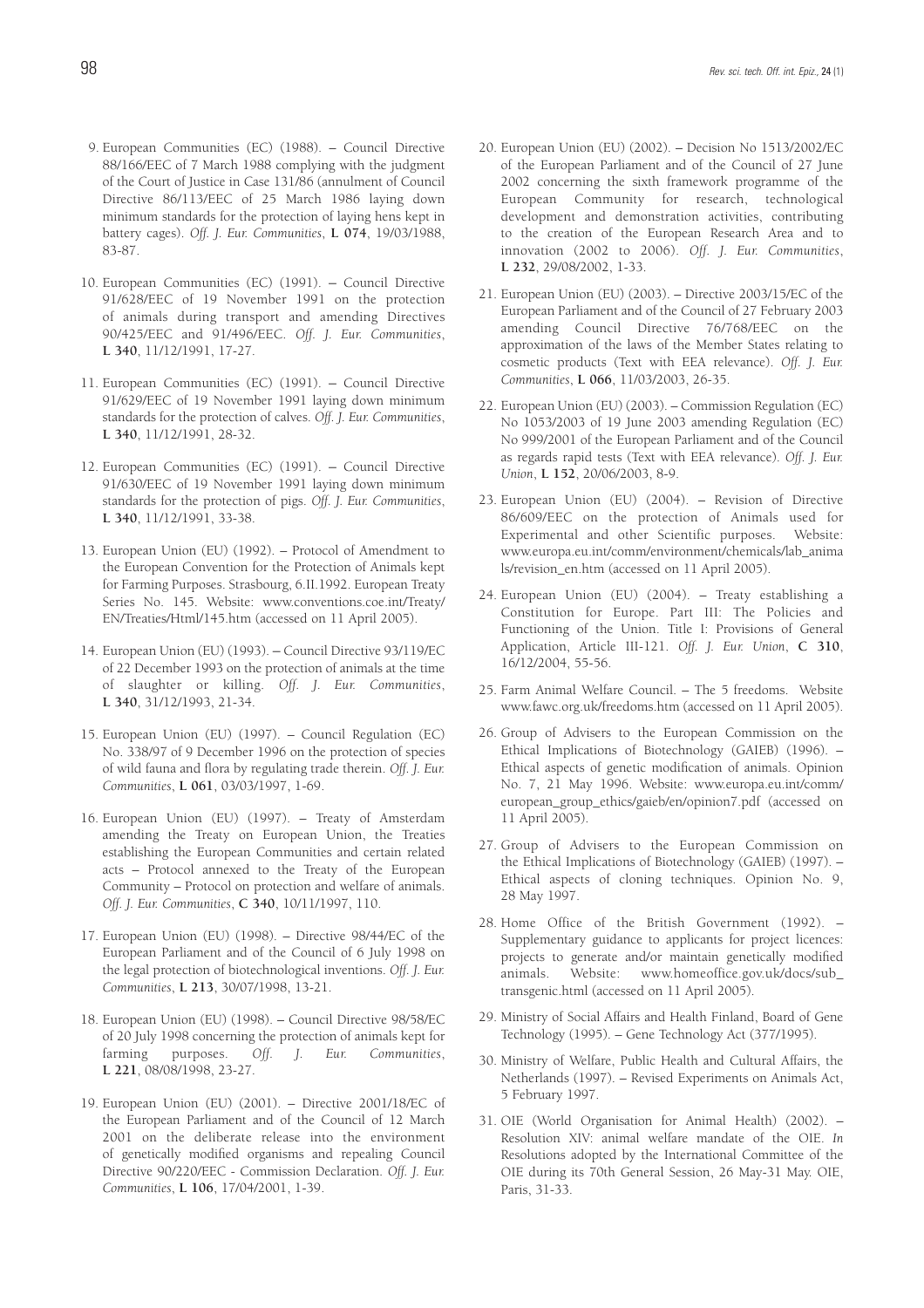9. European Communities (EC) (1988). – Council Directive 88/166/EEC of 7 March 1988 complying with the judgment of the Court of Justice in Case 131/86 (annulment of Council Directive 86/113/EEC of 25 March 1986 laying down minimum standards for the protection of laying hens kept in battery cages). *Off. J. Eur. Communities*, **L 074**, 19/03/1988, 83-87.

10. European Communities (EC) (1991). – Council Directive 91/628/EEC of 19 November 1991 on the protection of animals during transport and amending Directives 90/425/EEC and 91/496/EEC. *Off. J. Eur. Communities*, **L 340**, 11/12/1991, 17-27.

11. European Communities (EC) (1991). – Council Directive 91/629/EEC of 19 November 1991 laying down minimum standards for the protection of calves. *Off. J. Eur. Communities*, **L 340**, 11/12/1991, 28-32.

12. European Communities (EC) (1991). – Council Directive 91/630/EEC of 19 November 1991 laying down minimum standards for the protection of pigs. *Off. J. Eur. Communities*, **L 340**, 11/12/1991, 33-38.

13. European Union (EU) (1992). – Protocol of Amendment to the European Convention for the Protection of Animals kept for Farming Purposes. Strasbourg, 6.II.1992. European Treaty Series No. 145. Website: www.conventions.coe.int/Treaty/EN/Treaties/Html/145.htm (accessed on 11 April 2005).

14. European Union (EU) (1993). – Council Directive 93/119/EC of 22 December 1993 on the protection of animals at the time of slaughter or killing. *Off. J. Eur. Communities*, **L 340**, 31/12/1993, 21-34.

15. European Union (EU) (1997). – Council Regulation (EC) No. 338/97 of 9 December 1996 on the protection of species of wild fauna and flora by regulating trade therein. *Off. J. Eur. Communities*, **L 061**, 03/03/1997, 1-69.

16. European Union (EU) (1997). – Treaty of Amsterdam amending the Treaty on European Union, the Treaties establishing the European Communities and certain related acts – Protocol annexed to the Treaty of the European Community – Protocol on protection and welfare of animals. *Off. J. Eur. Communities*, **C 340**, 10/11/1997, 110.

17. European Union (EU) (1998). – Directive 98/44/EC of the European Parliament and of the Council of 6 July 1998 on the legal protection of biotechnological inventions. *Off. J. Eur. Communities*, **L 213**, 30/07/1998, 13-21.

18. European Union (EU) (1998). – Council Directive 98/58/EC of 20 July 1998 concerning the protection of animals kept for farming purposes. *Off. J. Eur. Communities*, **L 221**, 08/08/1998, 23-27.

19. European Union (EU) (2001). – Directive 2001/18/EC of the European Parliament and of the Council of 12 March 2001 on the deliberate release into the environment of genetically modified organisms and repealing Council Directive 90/220/EEC - Commission Declaration. *Off. J. Eur. Communities*, **L 106**, 17/04/2001, 1-39.

20. European Union (EU) (2002). – Decision No 1513/2002/EC of the European Parliament and of the Council of 27 June 2002 concerning the sixth framework programme of the European Community for research, technological development and demonstration activities, contributing to the creation of the European Research Area and to innovation (2002 to 2006). *Off. J. Eur. Communities*, **L 232**, 29/08/2002, 1-33.

21. European Union (EU) (2003). – Directive 2003/15/EC of the European Parliament and of the Council of 27 February 2003 amending Council Directive 76/768/EEC on the approximation of the laws of the Member States relating to cosmetic products (Text with EEA relevance). *Off. J. Eur. Communities*, **L 066**, 11/03/2003, 26-35.

22. European Union (EU) (2003). – Commission Regulation (EC) No 1053/2003 of 19 June 2003 amending Regulation (EC) No 999/2001 of the European Parliament and of the Council as regards rapid tests (Text with EEA relevance). *Off. J. Eur. Union*, **L 152**, 20/06/2003, 8-9.

23. European Union (EU) (2004). – Revision of Directive 86/609/EEC on the protection of Animals used for Experimental and other Scientific purposes. Website: www.europa.eu.int/comm/environment/chemicals/lab_animals/revision_en.htm (accessed on 11 April 2005).

24. European Union (EU) (2004). – Treaty establishing a Constitution for Europe. Part III: The Policies and Functioning of the Union. Title I: Provisions of General Application, Article III-121. *Off. J. Eur. Union*, **C 310**, 16/12/2004, 55-56.

25. Farm Animal Welfare Council. – The 5 freedoms. Website www.fawc.org.uk/freedoms.htm (accessed on 11 April 2005).

26. Group of Advisers to the European Commission on the Ethical Implications of Biotechnology (GAIEB) (1996). – Ethical aspects of genetic modification of animals. Opinion No. 7, 21 May 1996. Website: www.europa.eu.int/comm/european_group_ethics/gaieb/en/opinion7.pdf (accessed on 11 April 2005).

27. Group of Advisers to the European Commission on the Ethical Implications of Biotechnology (GAIEB) (1997). – Ethical aspects of cloning techniques. Opinion No. 9, 28 May 1997.

28. Home Office of the British Government (1992). – Supplementary guidance to applicants for project licences: projects to generate and/or maintain genetically modified animals. Website: www.homeoffice.gov.uk/docs/sub_transgenic.html (accessed on 11 April 2005).

29. Ministry of Social Affairs and Health Finland, Board of Gene Technology (1995). – Gene Technology Act (377/1995).

30. Ministry of Welfare, Public Health and Cultural Affairs, the Netherlands (1997). – Revised Experiments on Animals Act, 5 February 1997.

31. OIE (World Organisation for Animal Health) (2002). – Resolution XIV: animal welfare mandate of the OIE. *In* Resolutions adopted by the International Committee of the OIE during its 70th General Session, 26 May-31 May. OIE, Paris, 31-33.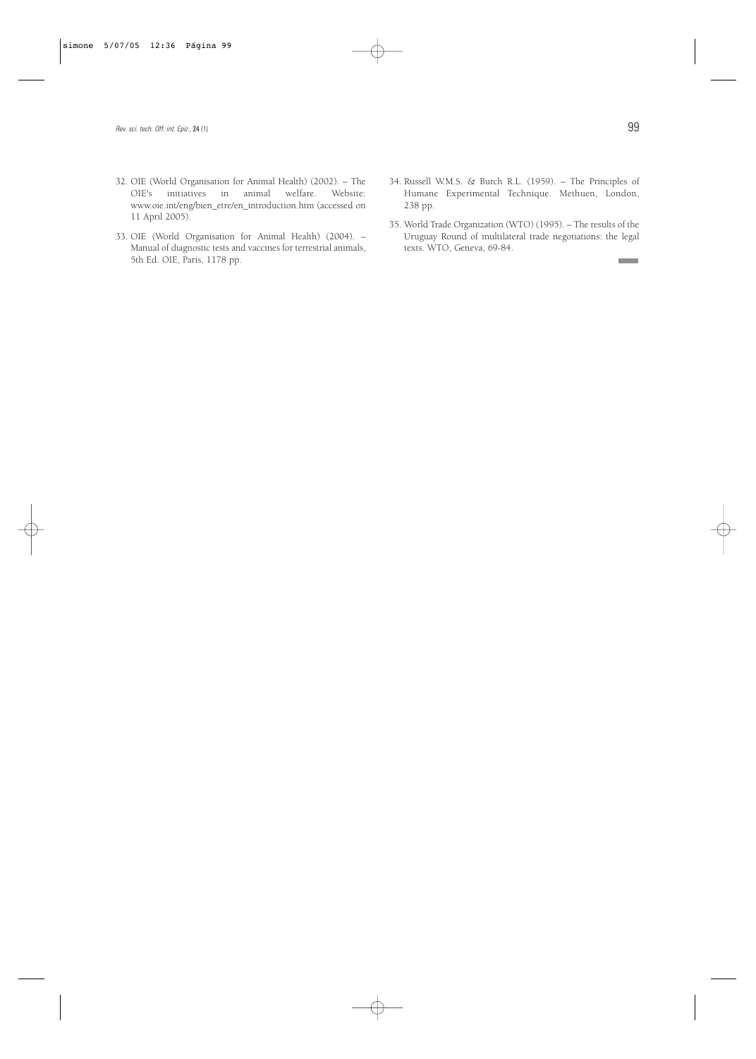32. OIE (World Organisation for Animal Health) (2002). – The OIE's initiatives in animal welfare. Website: www.oie.int/eng/bien_etre/en_introduction.htm (accessed on 11 April 2005).

33. OIE (World Organisation for Animal Health) (2004). – Manual of diagnostic tests and vaccines for terrestrial animals, 5th Ed. OIE, Paris, 1178 pp.

34. Russell W.M.S. & Burch R.L. (1959). – The Principles of Humane Experimental Technique. Methuen, London, 238 pp.

35. World Trade Organization (WTO) (1995). – The results of the Uruguay Round of multilateral trade negotiations: the legal texts. WTO, Geneva, 69-84.